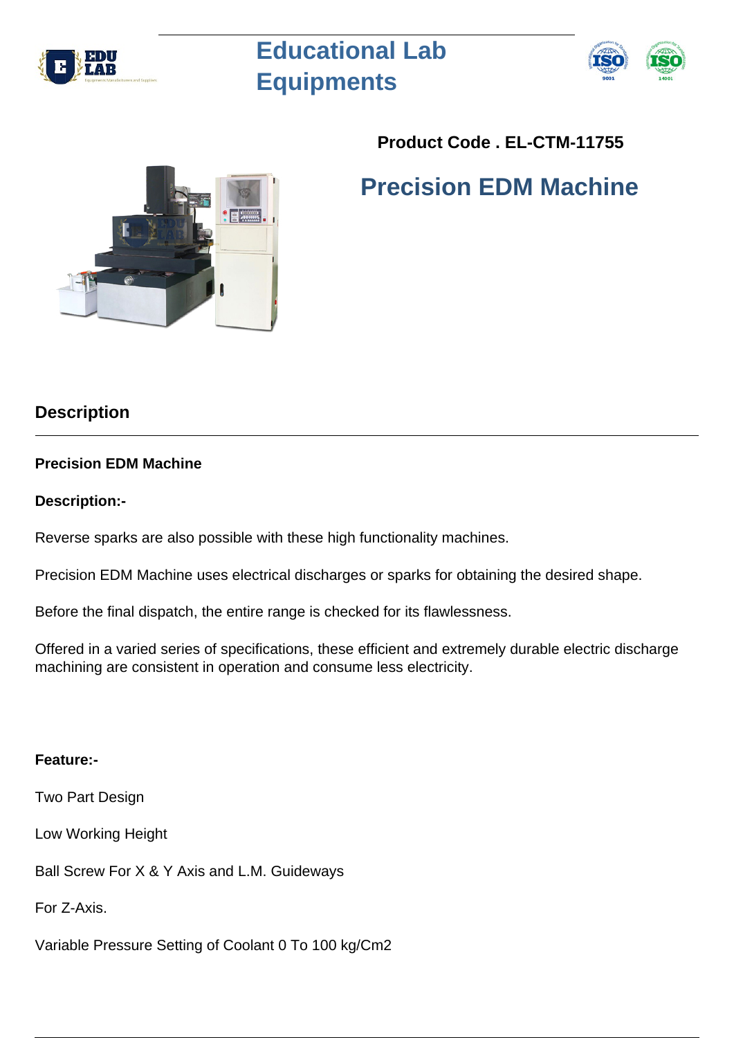# Educational Lab Equipments

**Product Code . EL-CTM-11755**

## Precision EDM Machine

## Description

**Precision EDM Machine**

**Description:-**

Reverse sparks are also possible with these high functionality machines.

Precision EDM Machine uses electrical discharges or sparks for obtaining the desired shape.

Before the final dispatch, the entire range is checked for its flawlessness.

Offered in a varied series of specifications, these efficient and extremely durable electric discharge machining are consistent in operation and consume less electricity.

**Feature:-**

Two Part Design

Low Working Height

Ball Screw For X & Y Axis and L.M. Guideways

For Z-Axis.

Variable Pressure Setting of Coolant 0 To 100 kg/Cm2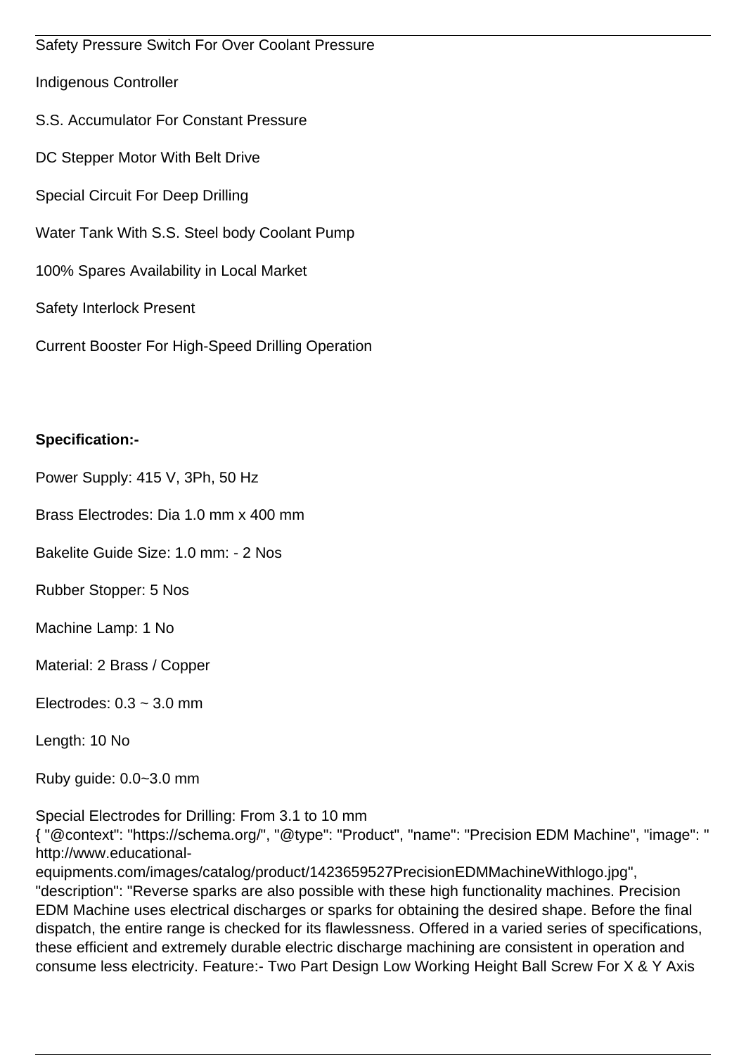Safety Pressure Switch For Over Coolant Pressure

Indigenous Controller

S.S. Accumulator For Constant Pressure

DC Stepper Motor With Belt Drive

Special Circuit For Deep Drilling

Water Tank With S.S. Steel body Coolant Pump

100% Spares Availability in Local Market

Safety Interlock Present

Current Booster For High-Speed Drilling Operation

**Specification:-**

Power Supply: 415 V, 3Ph, 50 Hz

Brass Electrodes: Dia 1.0 mm x 400 mm

Bakelite Guide Size: 1.0 mm: - 2 Nos

Rubber Stopper: 5 Nos

Machine Lamp: 1 No

Material: 2 Brass / Copper

Electrodes: 0.3 ~ 3.0 mm

Length: 10 No

Ruby guide: 0.0~3.0 mm

Special Electrodes for Drilling: From 3.1 to 10 mm
{ "@context": "https://schema.org/", "@type": "Product", "name": "Precision EDM Machine", "image": " http://www.educational-equipments.com/images/catalog/product/1423659527PrecisionEDMMachineWithlogo.jpg", "description": "Reverse sparks are also possible with these high functionality machines. Precision EDM Machine uses electrical discharges or sparks for obtaining the desired shape. Before the final dispatch, the entire range is checked for its flawlessness. Offered in a varied series of specifications, these efficient and extremely durable electric discharge machining are consistent in operation and consume less electricity. Feature:- Two Part Design Low Working Height Ball Screw For X & Y Axis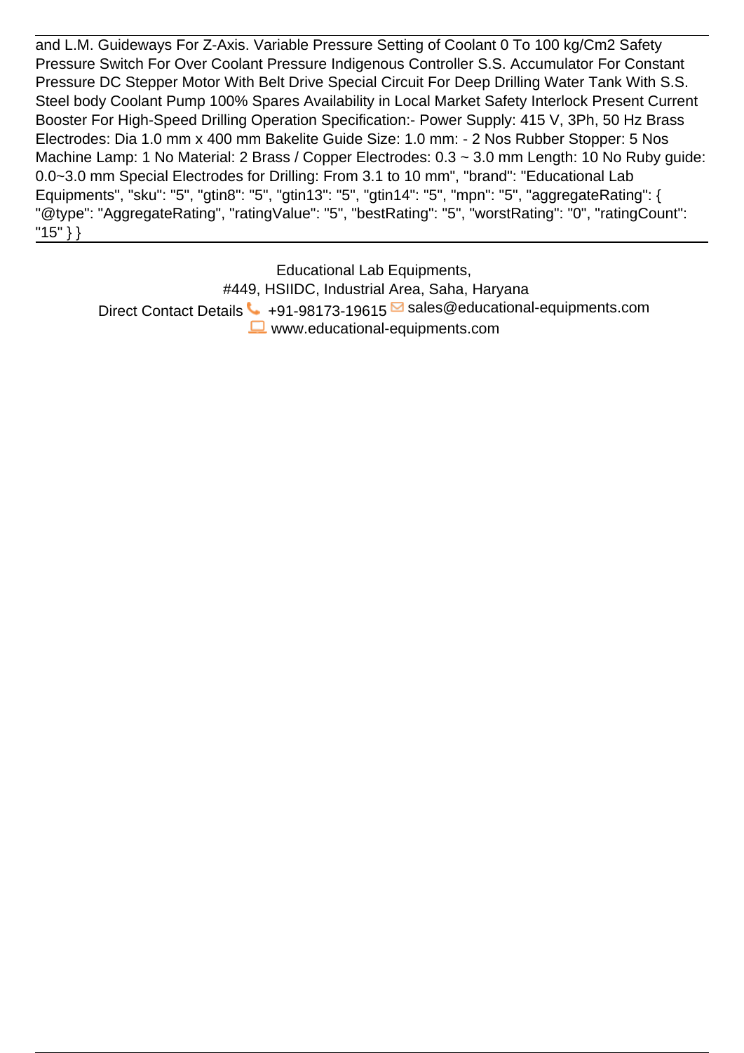and L.M. Guideways For Z-Axis. Variable Pressure Setting of Coolant 0 To 100 kg/Cm2 Safety Pressure Switch For Over Coolant Pressure Indigenous Controller S.S. Accumulator For Constant Pressure DC Stepper Motor With Belt Drive Special Circuit For Deep Drilling Water Tank With S.S. Steel body Coolant Pump 100% Spares Availability in Local Market Safety Interlock Present Current Booster For High-Speed Drilling Operation Specification:- Power Supply: 415 V, 3Ph, 50 Hz Brass Electrodes: Dia 1.0 mm x 400 mm Bakelite Guide Size: 1.0 mm: - 2 Nos Rubber Stopper: 5 Nos Machine Lamp: 1 No Material: 2 Brass / Copper Electrodes: 0.3 ~ 3.0 mm Length: 10 No Ruby guide: 0.0~3.0 mm Special Electrodes for Drilling: From 3.1 to 10 mm", "brand": "Educational Lab Equipments", "sku": "5", "gtin8": "5", "gtin13": "5", "gtin14": "5", "mpn": "5", "aggregateRating": { "@type": "AggregateRating", "ratingValue": "5", "bestRating": "5", "worstRating": "0", "ratingCount": "15" } }

Educational Lab Equipments,
#449, HSIIDC, Industrial Area, Saha, Haryana
Direct Contact Details +91-98173-19615 sales@educational-equipments.com
www.educational-equipments.com